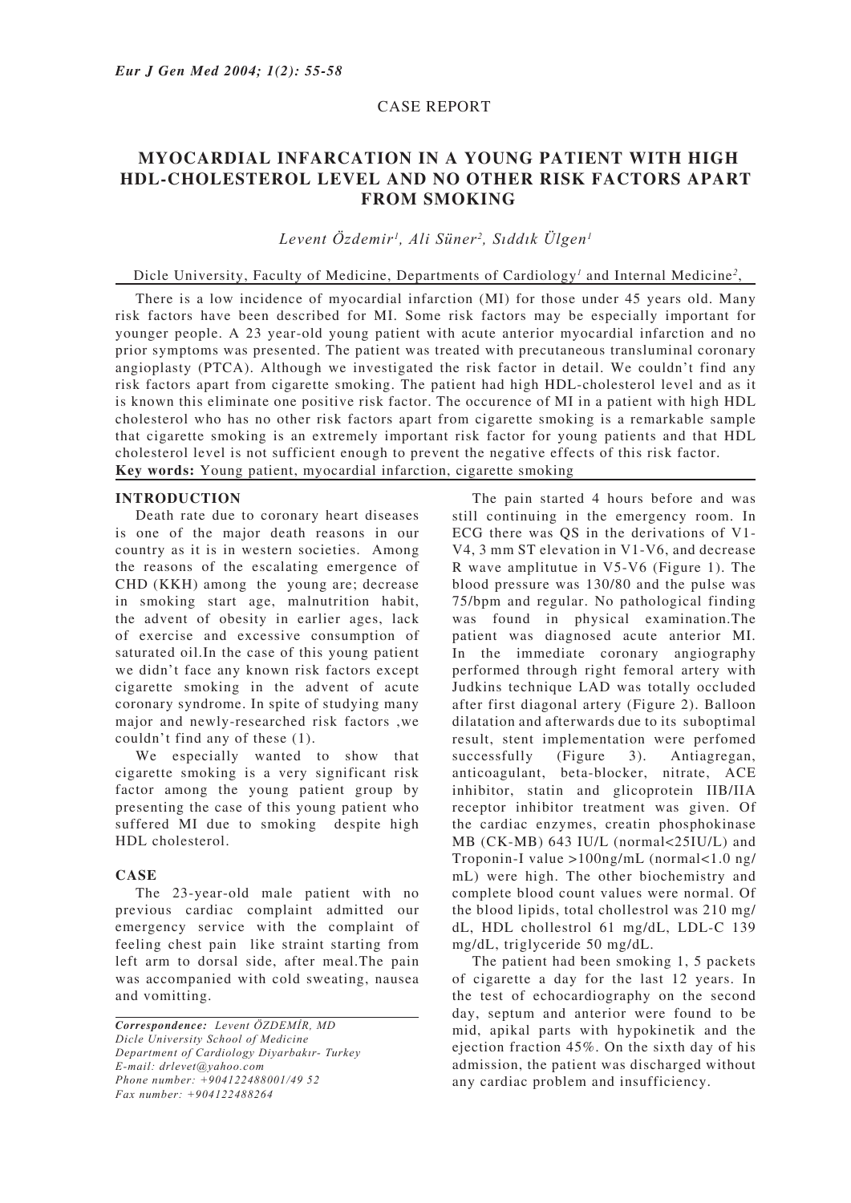CASE REPORT

# MYOCARDIAL INFARCATION IN A YOUNG PATIENT WITH HIGH HDL-CHOLESTEROL LEVEL AND NO OTHER RISK FACTORS APART FROM SMOKING

*Levent Özdemir[1], Ali Süner[2], Sıddık Ülgen[1]*

Dicle University, Faculty of Medicine, Departments of Cardiology[1] and Internal Medicine[2],

There is a low incidence of myocardial infarction (MI) for those under 45 years old. Many risk factors have been described for MI. Some risk factors may be especially important for younger people. A 23 year-old young patient with acute anterior myocardial infarction and no prior symptoms was presented. The patient was treated with precutaneous transluminal coronary angioplasty (PTCA). Although we investigated the risk factor in detail. We couldn't find any risk factors apart from cigarette smoking. The patient had high HDL-cholesterol level and as it is known this eliminate one positive risk factor. The occurence of MI in a patient with high HDL cholesterol who has no other risk factors apart from cigarette smoking is a remarkable sample that cigarette smoking is an extremely important risk factor for young patients and that HDL cholesterol level is not sufficient enough to prevent the negative effects of this risk factor.

**Key words:** Young patient, myocardial infarction, cigarette smoking

## INTRODUCTION

Death rate due to coronary heart diseases is one of the major death reasons in our country as it is in western societies. Among the reasons of the escalating emergence of CHD (KKH) among the young are; decrease in smoking start age, malnutrition habit, the advent of obesity in earlier ages, lack of exercise and excessive consumption of saturated oil.In the case of this young patient we didn't face any known risk factors except cigarette smoking in the advent of acute coronary syndrome. In spite of studying many major and newly-researched risk factors ,we couldn't find any of these (1).

We especially wanted to show that cigarette smoking is a very significant risk factor among the young patient group by presenting the case of this young patient who suffered MI due to smoking despite high HDL cholesterol.

## CASE

The 23-year-old male patient with no previous cardiac complaint admitted our emergency service with the complaint of feeling chest pain like straint starting from left arm to dorsal side, after meal.The pain was accompanied with cold sweating, nausea and vomitting.

The pain started 4 hours before and was still continuing in the emergency room. In ECG there was QS in the derivations of V1-V4, 3 mm ST elevation in V1-V6, and decrease R wave amplitutue in V5-V6 (Figure 1). The blood pressure was 130/80 and the pulse was 75/bpm and regular. No pathological finding was found in physical examination.The patient was diagnosed acute anterior MI. In the immediate coronary angiography performed through right femoral artery with Judkins technique LAD was totally occluded after first diagonal artery (Figure 2). Balloon dilatation and afterwards due to its suboptimal result, stent implementation were perfomed successfully (Figure 3). Antiagregan, anticoagulant, beta-blocker, nitrate, ACE inhibitor, statin and glicoprotein IIB/IIA receptor inhibitor treatment was given. Of the cardiac enzymes, creatin phosphokinase MB (CK-MB) 643 IU/L (normal<25IU/L) and Troponin-I value >100ng/mL (normal<1.0 ng/mL) were high. The other biochemistry and complete blood count values were normal. Of the blood lipids, total chollestrol was 210 mg/dL, HDL chollestrol 61 mg/dL, LDL-C 139 mg/dL, triglyceride 50 mg/dL.

The patient had been smoking 1, 5 packets of cigarette a day for the last 12 years. In the test of echocardiography on the second day, septum and anterior were found to be mid, apikal parts with hypokinetik and the ejection fraction 45%. On the sixth day of his admission, the patient was discharged without any cardiac problem and insufficiency.

*Correspondence: Levent ÖZDEMİR, MD*
*Dicle University School of Medicine*
*Department of Cardiology Diyarbakır- Turkey*
*E-mail: drlevet@yahoo.com*
*Phone number: +904122488001/49 52*
*Fax number: +904122488264*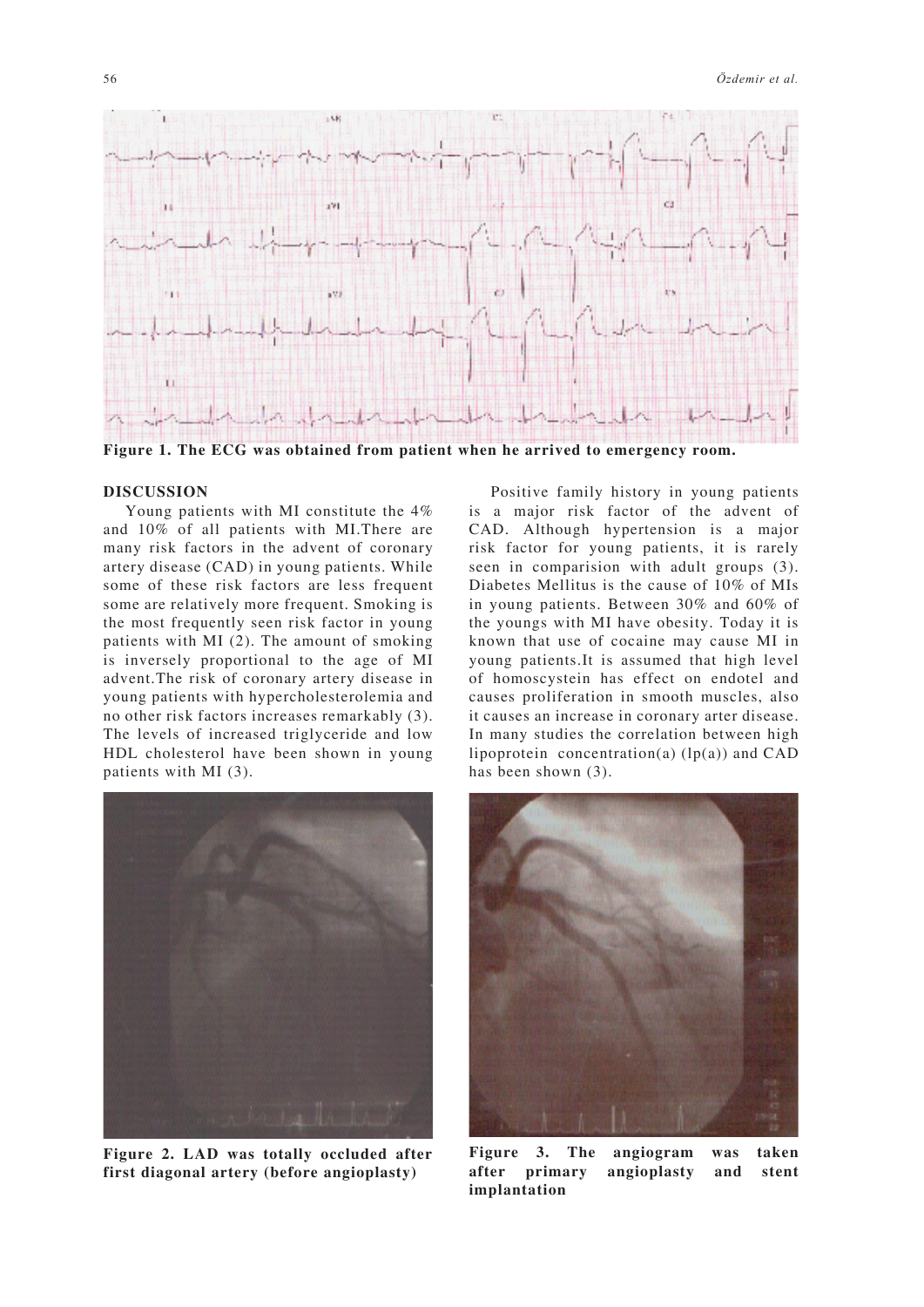**Figure 1. The ECG was obtained from patient when he arrived to emergency room.**

## DISCUSSION

Young patients with MI constitute the 4% and 10% of all patients with MI.There are many risk factors in the advent of coronary artery disease (CAD) in young patients. While some of these risk factors are less frequent some are relatively more frequent. Smoking is the most frequently seen risk factor in young patients with MI (2). The amount of smoking is inversely proportional to the age of MI advent.The risk of coronary artery disease in young patients with hypercholesterolemia and no other risk factors increases remarkably (3). The levels of increased triglyceride and low HDL cholesterol have been shown in young patients with MI (3).

Positive family history in young patients is a major risk factor of the advent of CAD. Although hypertension is a major risk factor for young patients, it is rarely seen in comparision with adult groups (3). Diabetes Mellitus is the cause of 10% of MIs in young patients. Between 30% and 60% of the youngs with MI have obesity. Today it is known that use of cocaine may cause MI in young patients.It is assumed that high level of homoscystein has effect on endotel and causes proliferation in smooth muscles, also it causes an increase in coronary arter disease. In many studies the correlation between high lipoprotein concentration(a) (lp(a)) and CAD has been shown (3).

**Figure 2. LAD was totally occluded after first diagonal artery (before angioplasty)**

**Figure 3. The angiogram was taken after primary angioplasty and stent implantation**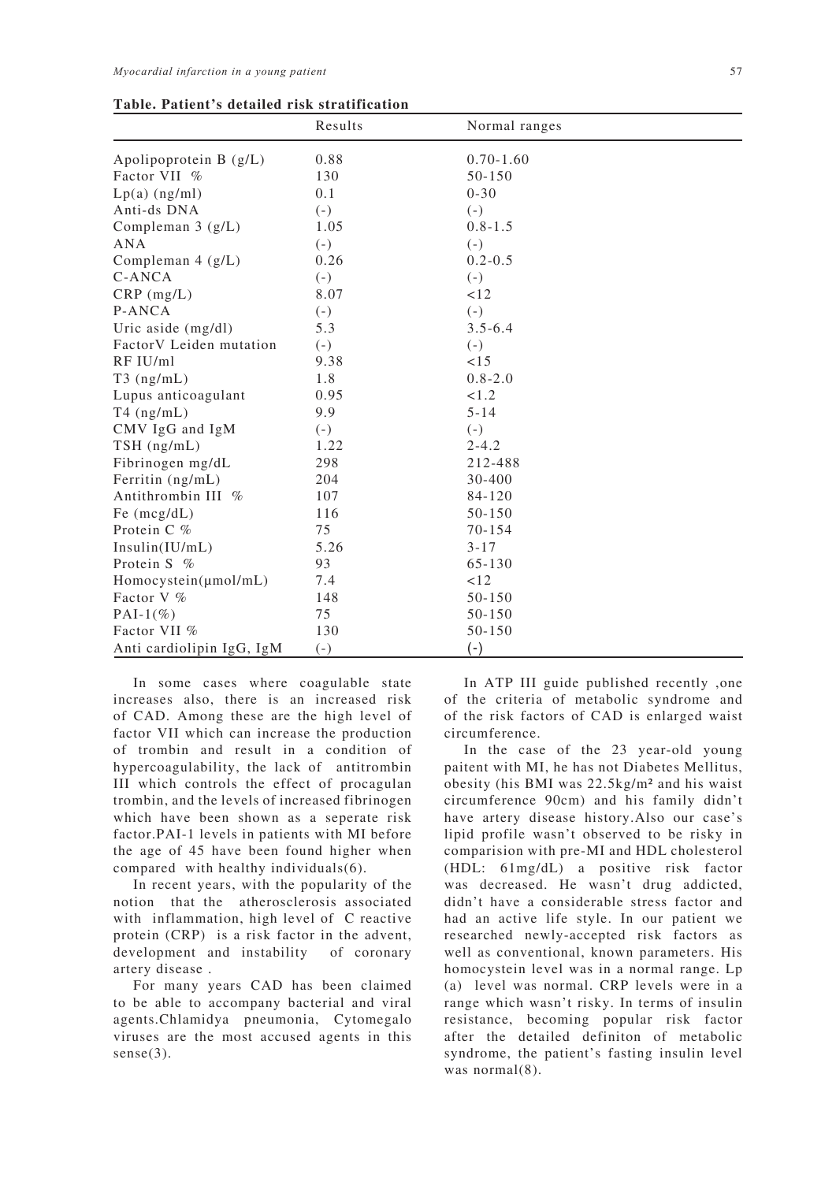**Table. Patient's detailed risk stratification**

| | Results | Normal ranges |
|---|---|---|
| Apolipoprotein B (g/L) | 0.88 | 0.70-1.60 |
| Factor VII % | 130 | 50-150 |
| Lp(a) (ng/ml) | 0.1 | 0-30 |
| Anti-ds DNA | (-) | (-) |
| Compleman 3 (g/L) | 1.05 | 0.8-1.5 |
| ANA | (-) | (-) |
| Compleman 4 (g/L) | 0.26 | 0.2-0.5 |
| C-ANCA | (-) | (-) |
| CRP (mg/L) | 8.07 | <12 |
| P-ANCA | (-) | (-) |
| Uric aside (mg/dl) | 5.3 | 3.5-6.4 |
| FactorV Leiden mutation | (-) | (-) |
| RF IU/ml | 9.38 | <15 |
| T3 (ng/mL) | 1.8 | 0.8-2.0 |
| Lupus anticoagulant | 0.95 | <1.2 |
| T4 (ng/mL) | 9.9 | 5-14 |
| CMV IgG and IgM | (-) | (-) |
| TSH (ng/mL) | 1.22 | 2-4.2 |
| Fibrinogen mg/dL | 298 | 212-488 |
| Ferritin (ng/mL) | 204 | 30-400 |
| Antithrombin III % | 107 | 84-120 |
| Fe (mcg/dL) | 116 | 50-150 |
| Protein C % | 75 | 70-154 |
| Insulin(IU/mL) | 5.26 | 3-17 |
| Protein S % | 93 | 65-130 |
| Homocystein(µmol/mL) | 7.4 | <12 |
| Factor V % | 148 | 50-150 |
| PAI-1(%) | 75 | 50-150 |
| Factor VII % | 130 | 50-150 |
| Anti cardiolipin IgG, IgM | (-) | (-) |

In some cases where coagulable state increases also, there is an increased risk of CAD. Among these are the high level of factor VII which can increase the production of trombin and result in a condition of hypercoagulability, the lack of antitrombin III which controls the effect of procagulan trombin, and the levels of increased fibrinogen which have been shown as a seperate risk factor.PAI-1 levels in patients with MI before the age of 45 have been found higher when compared with healthy individuals(6).

In recent years, with the popularity of the notion that the atherosclerosis associated with inflammation, high level of C reactive protein (CRP) is a risk factor in the advent, development and instability of coronary artery disease .

For many years CAD has been claimed to be able to accompany bacterial and viral agents.Chlamidya pneumonia, Cytomegalo viruses are the most accused agents in this sense(3).

In ATP III guide published recently ,one of the criteria of metabolic syndrome and of the risk factors of CAD is enlarged waist circumference.

In the case of the 23 year-old young paitent with MI, he has not Diabetes Mellitus, obesity (his BMI was 22.5kg/m² and his waist circumference 90cm) and his family didn't have artery disease history.Also our case's lipid profile wasn't observed to be risky in comparision with pre-MI and HDL cholesterol (HDL: 61mg/dL) a positive risk factor was decreased. He wasn't drug addicted, didn't have a considerable stress factor and had an active life style. In our patient we researched newly-accepted risk factors as well as conventional, known parameters. His homocystein level was in a normal range. Lp (a) level was normal. CRP levels were in a range which wasn't risky. In terms of insulin resistance, becoming popular risk factor after the detailed definiton of metabolic syndrome, the patient's fasting insulin level was normal(8).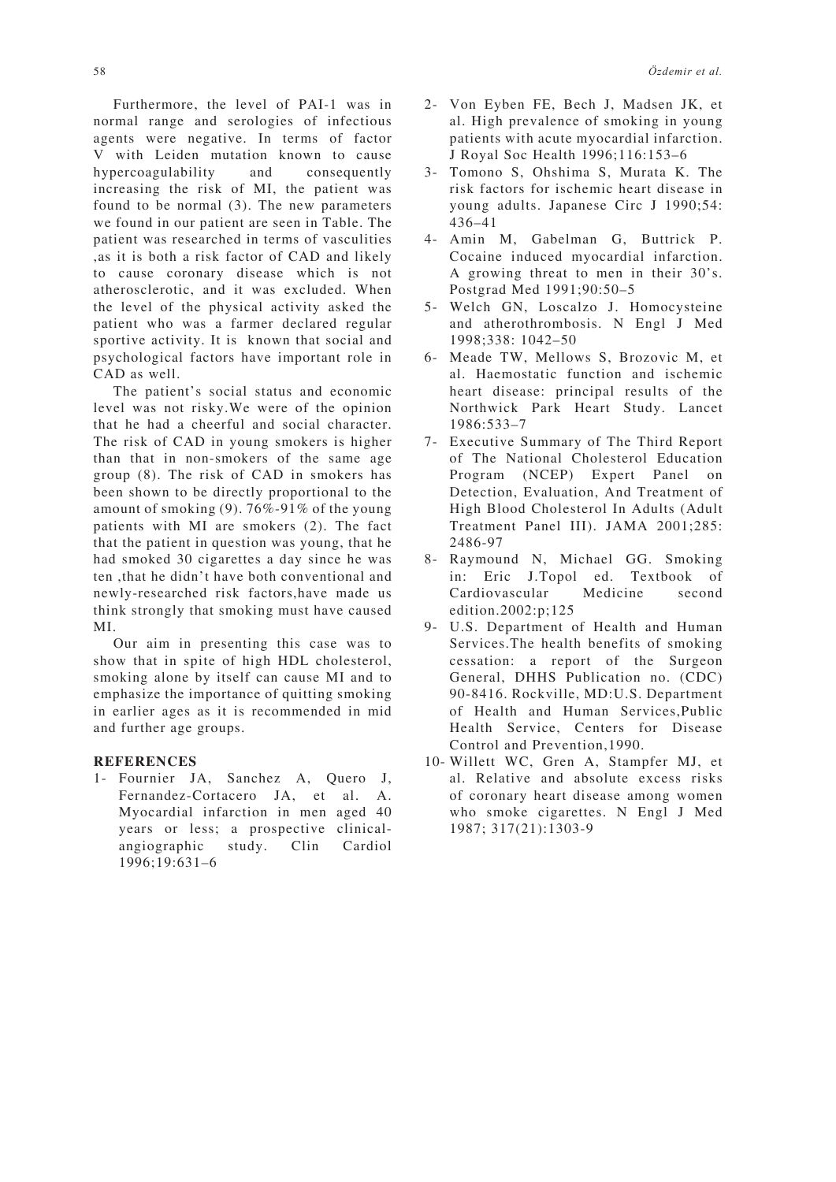Furthermore, the level of PAI-1 was in normal range and serologies of infectious agents were negative. In terms of factor V with Leiden mutation known to cause hypercoagulability and consequently increasing the risk of MI, the patient was found to be normal (3). The new parameters we found in our patient are seen in Table. The patient was researched in terms of vasculities ,as it is both a risk factor of CAD and likely to cause coronary disease which is not atherosclerotic, and it was excluded. When the level of the physical activity asked the patient who was a farmer declared regular sportive activity. It is known that social and psychological factors have important role in CAD as well.

The patient's social status and economic level was not risky.We were of the opinion that he had a cheerful and social character. The risk of CAD in young smokers is higher than that in non-smokers of the same age group (8). The risk of CAD in smokers has been shown to be directly proportional to the amount of smoking (9). 76%-91% of the young patients with MI are smokers (2). The fact that the patient in question was young, that he had smoked 30 cigarettes a day since he was ten ,that he didn't have both conventional and newly-researched risk factors,have made us think strongly that smoking must have caused MI.

Our aim in presenting this case was to show that in spite of high HDL cholesterol, smoking alone by itself can cause MI and to emphasize the importance of quitting smoking in earlier ages as it is recommended in mid and further age groups.

## REFERENCES

1- Fournier JA, Sanchez A, Quero J, Fernandez-Cortacero JA, et al. A. Myocardial infarction in men aged 40 years or less; a prospective clinical-angiographic study. Clin Cardiol 1996;19:631–6

2- Von Eyben FE, Bech J, Madsen JK, et al. High prevalence of smoking in young patients with acute myocardial infarction. J Royal Soc Health 1996;116:153–6

3- Tomono S, Ohshima S, Murata K. The risk factors for ischemic heart disease in young adults. Japanese Circ J 1990;54: 436–41

4- Amin M, Gabelman G, Buttrick P. Cocaine induced myocardial infarction. A growing threat to men in their 30's. Postgrad Med 1991;90:50–5

5- Welch GN, Loscalzo J. Homocysteine and atherothrombosis. N Engl J Med 1998;338: 1042–50

6- Meade TW, Mellows S, Brozovic M, et al. Haemostatic function and ischemic heart disease: principal results of the Northwick Park Heart Study. Lancet 1986:533–7

7- Executive Summary of The Third Report of The National Cholesterol Education Program (NCEP) Expert Panel on Detection, Evaluation, And Treatment of High Blood Cholesterol In Adults (Adult Treatment Panel III). JAMA 2001;285: 2486-97

8- Raymound N, Michael GG. Smoking in: Eric J.Topol ed. Textbook of Cardiovascular Medicine second edition.2002:p;125

9- U.S. Department of Health and Human Services.The health benefits of smoking cessation: a report of the Surgeon General, DHHS Publication no. (CDC) 90-8416. Rockville, MD:U.S. Department of Health and Human Services,Public Health Service, Centers for Disease Control and Prevention,1990.

10- Willett WC, Gren A, Stampfer MJ, et al. Relative and absolute excess risks of coronary heart disease among women who smoke cigarettes. N Engl J Med 1987; 317(21):1303-9